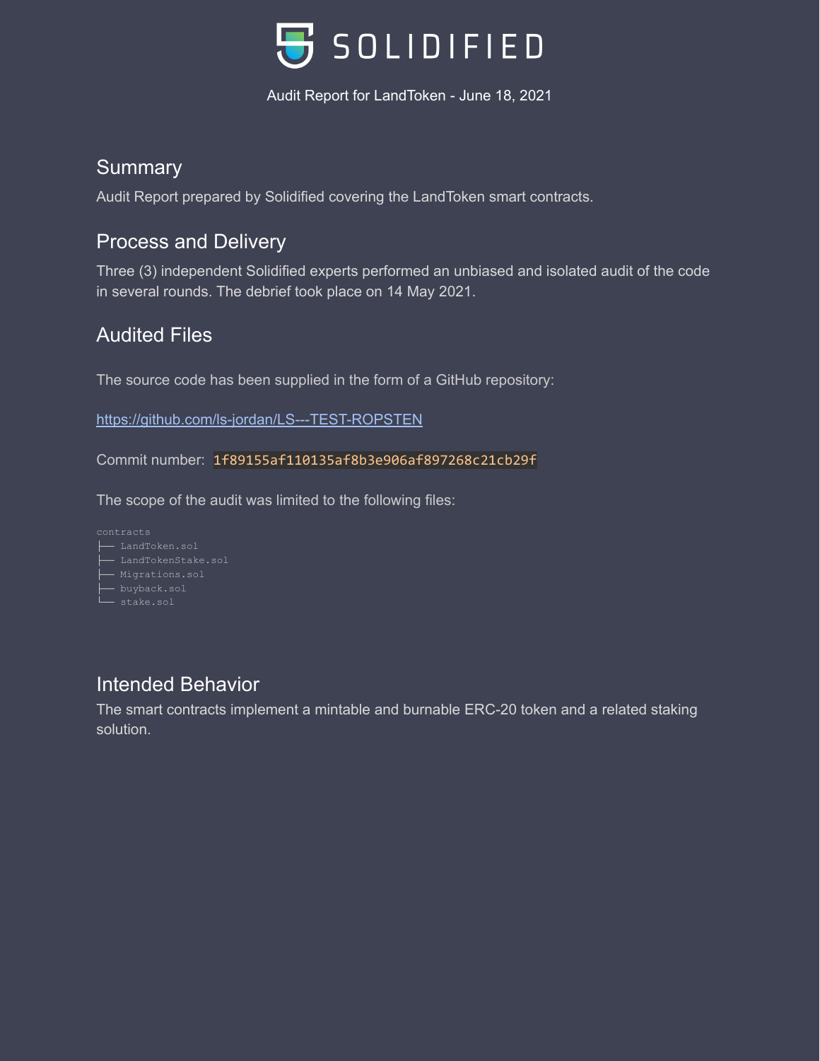# SOLIDIFIED

Audit Report for LandToken - June 18, 2021

## Summary

Audit Report prepared by Solidified covering the LandToken smart contracts.

## Process and Delivery

Three (3) independent Solidified experts performed an unbiased and isolated audit of the code in several rounds. The debrief took place on 14 May 2021.

## Audited Files

The source code has been supplied in the form of a GitHub repository:

[https://github.com/ls-jordan/LS---TEST-ROPSTEN](https://github.com/ls-jordan/LS---TEST-ROPSTEN)

Commit number: `1f89155af110135af8b3e906af897268c21cb29f`

The scope of the audit was limited to the following files:

```
contracts
├── LandToken.sol
├── LandTokenStake.sol
├── Migrations.sol
├── buyback.sol
└── stake.sol
```

## Intended Behavior

The smart contracts implement a mintable and burnable ERC-20 token and a related staking solution.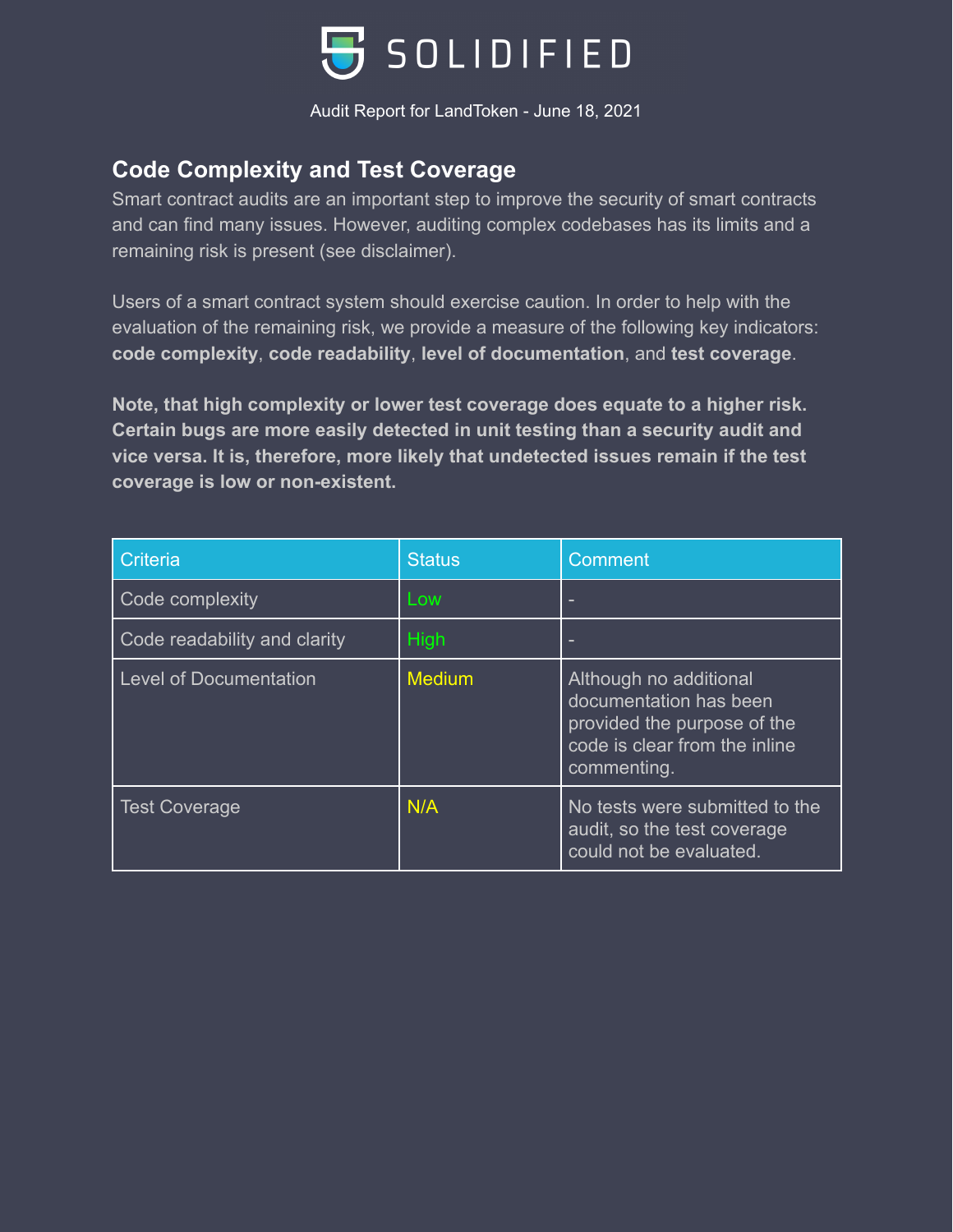## Code Complexity and Test Coverage

Smart contract audits are an important step to improve the security of smart contracts and can find many issues. However, auditing complex codebases has its limits and a remaining risk is present (see disclaimer).

Users of a smart contract system should exercise caution. In order to help with the evaluation of the remaining risk, we provide a measure of the following key indicators: **code complexity**, **code readability**, **level of documentation**, and **test coverage**.

**Note, that high complexity or lower test coverage does equate to a higher risk. Certain bugs are more easily detected in unit testing than a security audit and vice versa. It is, therefore, more likely that undetected issues remain if the test coverage is low or non-existent.**

| Criteria | Status | Comment |
| --- | --- | --- |
| Code complexity | Low | - |
| Code readability and clarity | High | - |
| Level of Documentation | Medium | Although no additional documentation has been provided the purpose of the code is clear from the inline commenting. |
| Test Coverage | N/A | No tests were submitted to the audit, so the test coverage could not be evaluated. |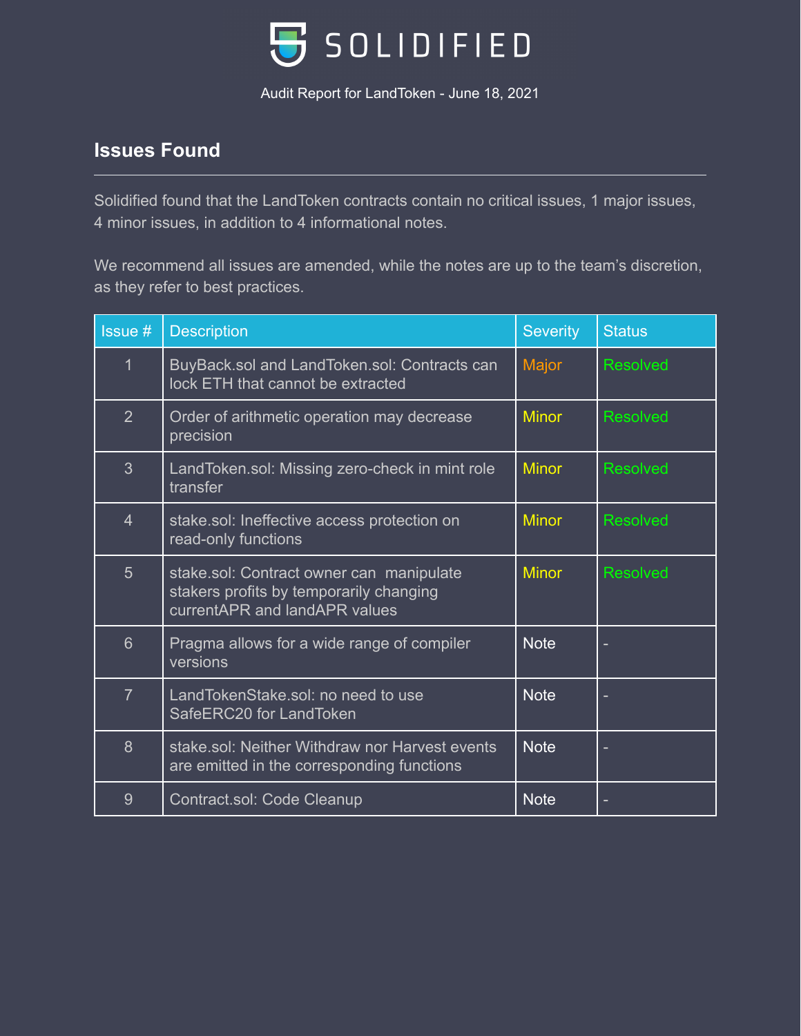## Issues Found

Solidified found that the LandToken contracts contain no critical issues, 1 major issues, 4 minor issues, in addition to 4 informational notes.

We recommend all issues are amended, while the notes are up to the team's discretion, as they refer to best practices.

| Issue # | Description | Severity | Status |
|---|---|---|---|
| 1 | BuyBack.sol and LandToken.sol: Contracts can lock ETH that cannot be extracted | Major | Resolved |
| 2 | Order of arithmetic operation may decrease precision | Minor | Resolved |
| 3 | LandToken.sol: Missing zero-check in mint role transfer | Minor | Resolved |
| 4 | stake.sol: Ineffective access protection on read-only functions | Minor | Resolved |
| 5 | stake.sol: Contract owner can manipulate stakers profits by temporarily changing currentAPR and landAPR values | Minor | Resolved |
| 6 | Pragma allows for a wide range of compiler versions | Note | - |
| 7 | LandTokenStake.sol: no need to use SafeERC20 for LandToken | Note | - |
| 8 | stake.sol: Neither Withdraw nor Harvest events are emitted in the corresponding functions | Note | - |
| 9 | Contract.sol: Code Cleanup | Note | - |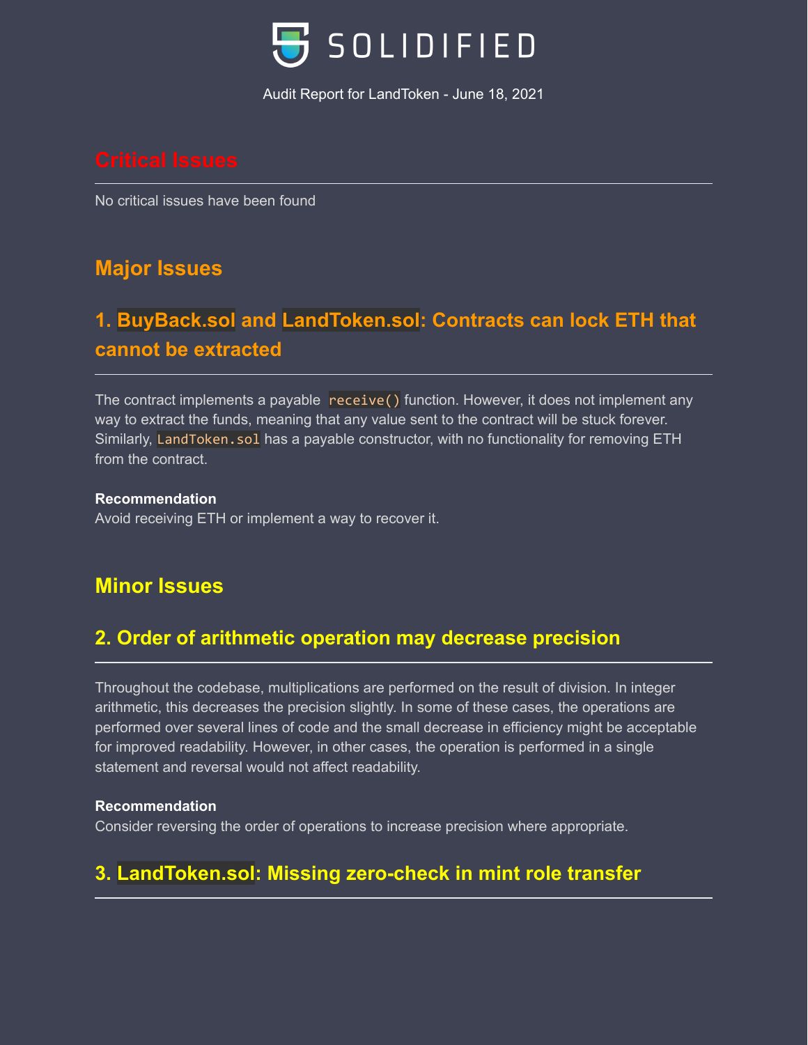## Critical Issues

No critical issues have been found

## Major Issues

### 1. `BuyBack.sol` and `LandToken.sol`: Contracts can lock ETH that cannot be extracted

The contract implements a payable `receive()` function. However, it does not implement any way to extract the funds, meaning that any value sent to the contract will be stuck forever. Similarly, `LandToken.sol` has a payable constructor, with no functionality for removing ETH from the contract.

**Recommendation**
Avoid receiving ETH or implement a way to recover it.

## Minor Issues

### 2. Order of arithmetic operation may decrease precision

Throughout the codebase, multiplications are performed on the result of division. In integer arithmetic, this decreases the precision slightly. In some of these cases, the operations are performed over several lines of code and the small decrease in efficiency might be acceptable for improved readability. However, in other cases, the operation is performed in a single statement and reversal would not affect readability.

**Recommendation**
Consider reversing the order of operations to increase precision where appropriate.

### 3. `LandToken.sol`: Missing zero-check in mint role transfer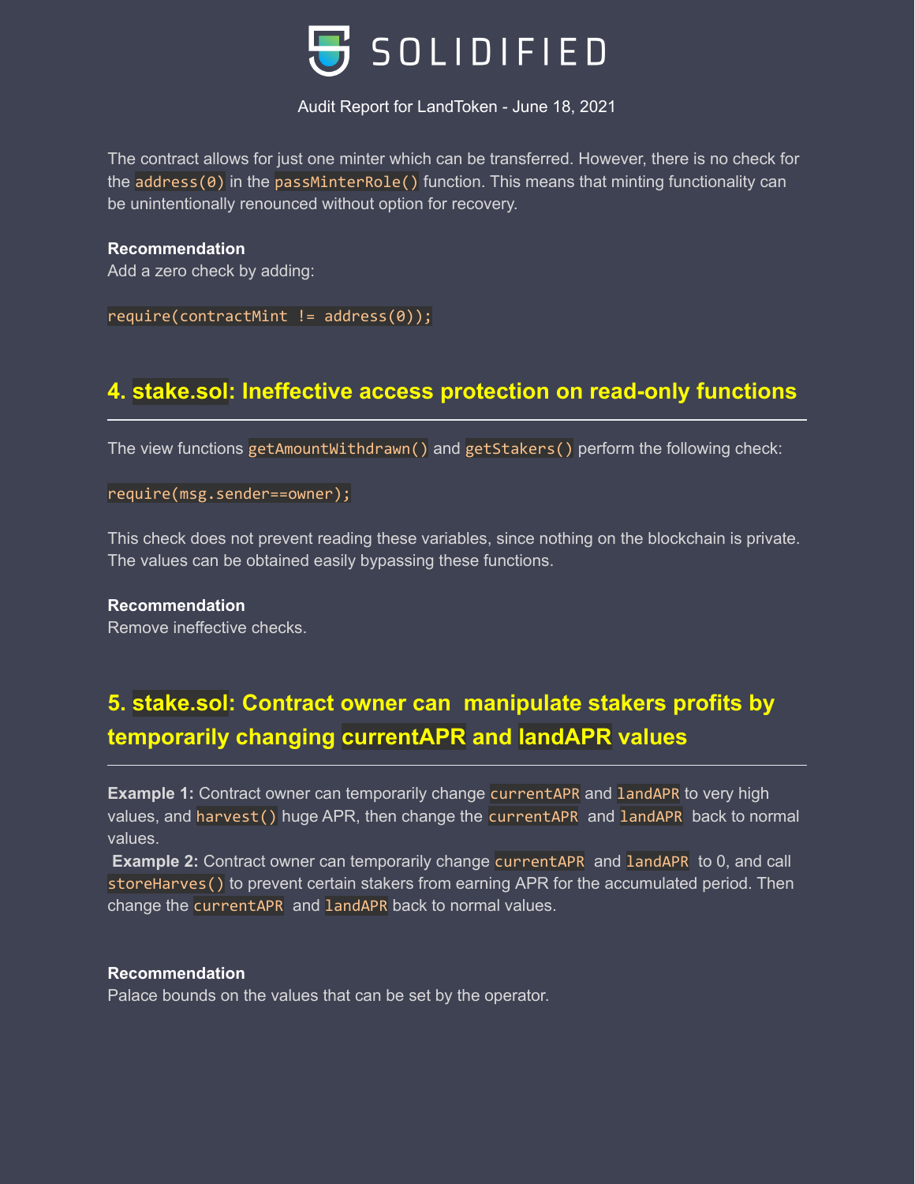The contract allows for just one minter which can be transferred. However, there is no check for the `address(0)` in the `passMinterRole()` function. This means that minting functionality can be unintentionally renounced without option for recovery.

**Recommendation**

Add a zero check by adding:

```
require(contractMint != address(0));
```

## 4. stake.sol: Ineffective access protection on read-only functions

The view functions `getAmountWithdrawn()` and `getStakers()` perform the following check:

```
require(msg.sender==owner);
```

This check does not prevent reading these variables, since nothing on the blockchain is private. The values can be obtained easily bypassing these functions.

**Recommendation**

Remove ineffective checks.

## 5. stake.sol: Contract owner can manipulate stakers profits by temporarily changing currentAPR and landAPR values

**Example 1:** Contract owner can temporarily change `currentAPR` and `landAPR` to very high values, and `harvest()` huge APR, then change the `currentAPR` and `landAPR` back to normal values.

**Example 2:** Contract owner can temporarily change `currentAPR` and `landAPR` to 0, and call `storeHarves()` to prevent certain stakers from earning APR for the accumulated period. Then change the `currentAPR` and `landAPR` back to normal values.

**Recommendation**

Palace bounds on the values that can be set by the operator.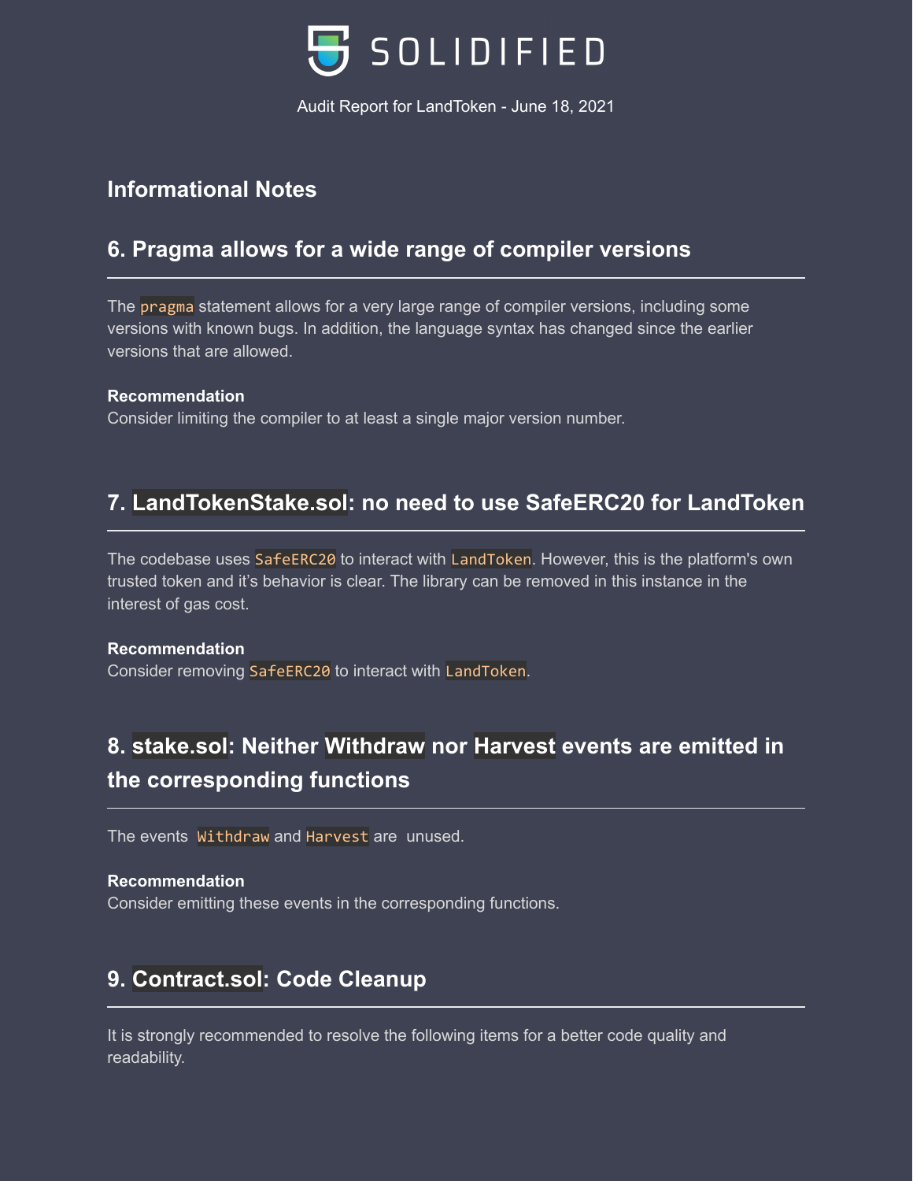## Informational Notes

### 6. Pragma allows for a wide range of compiler versions

The `pragma` statement allows for a very large range of compiler versions, including some versions with known bugs. In addition, the language syntax has changed since the earlier versions that are allowed.

**Recommendation**
Consider limiting the compiler to at least a single major version number.

### 7. LandTokenStake.sol: no need to use SafeERC20 for LandToken

The codebase uses `SafeERC20` to interact with `LandToken`. However, this is the platform's own trusted token and it's behavior is clear. The library can be removed in this instance in the interest of gas cost.

**Recommendation**
Consider removing `SafeERC20` to interact with `LandToken`.

### 8. stake.sol: Neither Withdraw nor Harvest events are emitted in the corresponding functions

The events `Withdraw` and `Harvest` are unused.

**Recommendation**
Consider emitting these events in the corresponding functions.

### 9. Contract.sol: Code Cleanup

It is strongly recommended to resolve the following items for a better code quality and readability.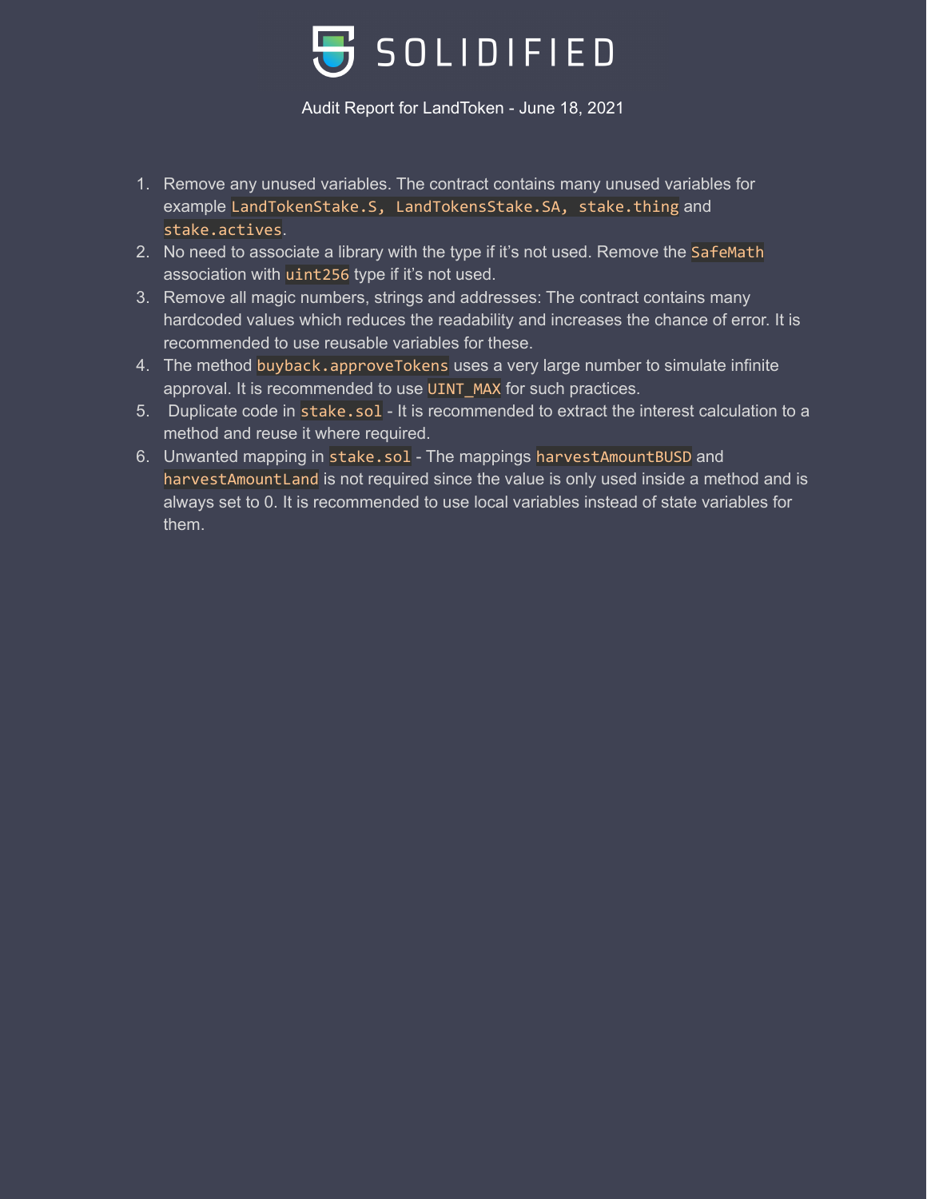1. Remove any unused variables. The contract contains many unused variables for example `LandTokenStake.S, LandTokensStake.SA, stake.thing` and `stake.actives`.
2. No need to associate a library with the type if it's not used. Remove the `SafeMath` association with `uint256` type if it's not used.
3. Remove all magic numbers, strings and addresses: The contract contains many hardcoded values which reduces the readability and increases the chance of error. It is recommended to use reusable variables for these.
4. The method `buyback.approveTokens` uses a very large number to simulate infinite approval. It is recommended to use `UINT_MAX` for such practices.
5. Duplicate code in `stake.sol` - It is recommended to extract the interest calculation to a method and reuse it where required.
6. Unwanted mapping in `stake.sol` - The mappings `harvestAmountBUSD` and `harvestAmountLand` is not required since the value is only used inside a method and is always set to 0. It is recommended to use local variables instead of state variables for them.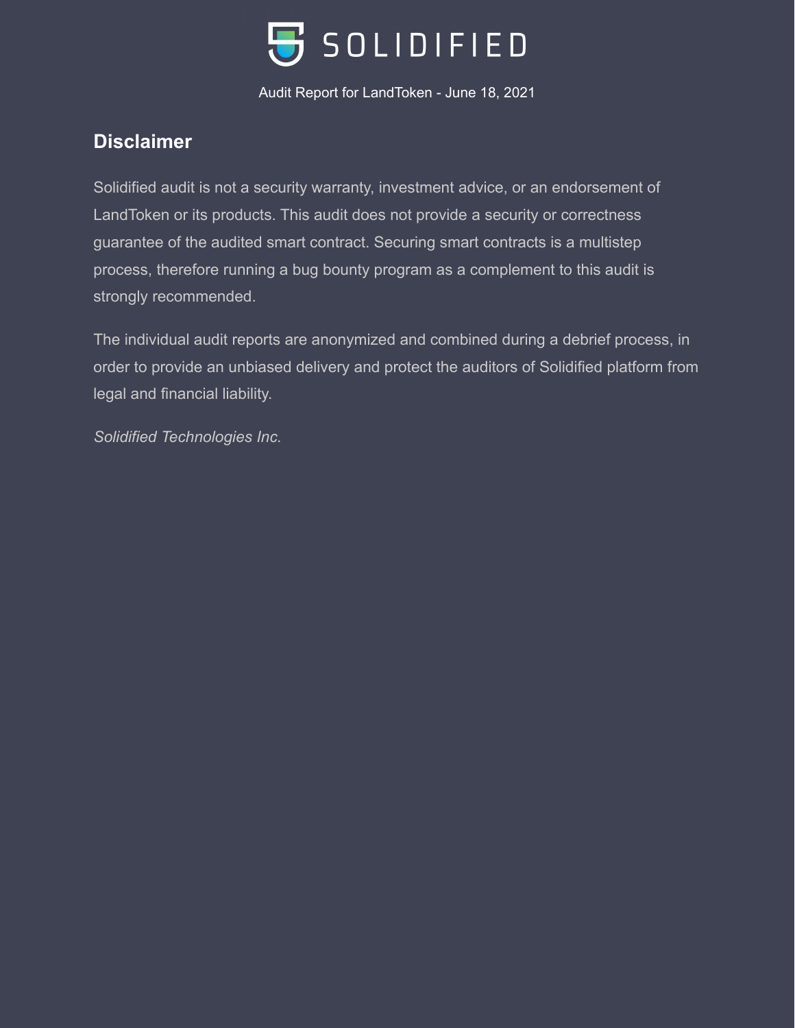## Disclaimer

Solidified audit is not a security warranty, investment advice, or an endorsement of LandToken or its products. This audit does not provide a security or correctness guarantee of the audited smart contract. Securing smart contracts is a multistep process, therefore running a bug bounty program as a complement to this audit is strongly recommended.

The individual audit reports are anonymized and combined during a debrief process, in order to provide an unbiased delivery and protect the auditors of Solidified platform from legal and financial liability.

*Solidified Technologies Inc.*